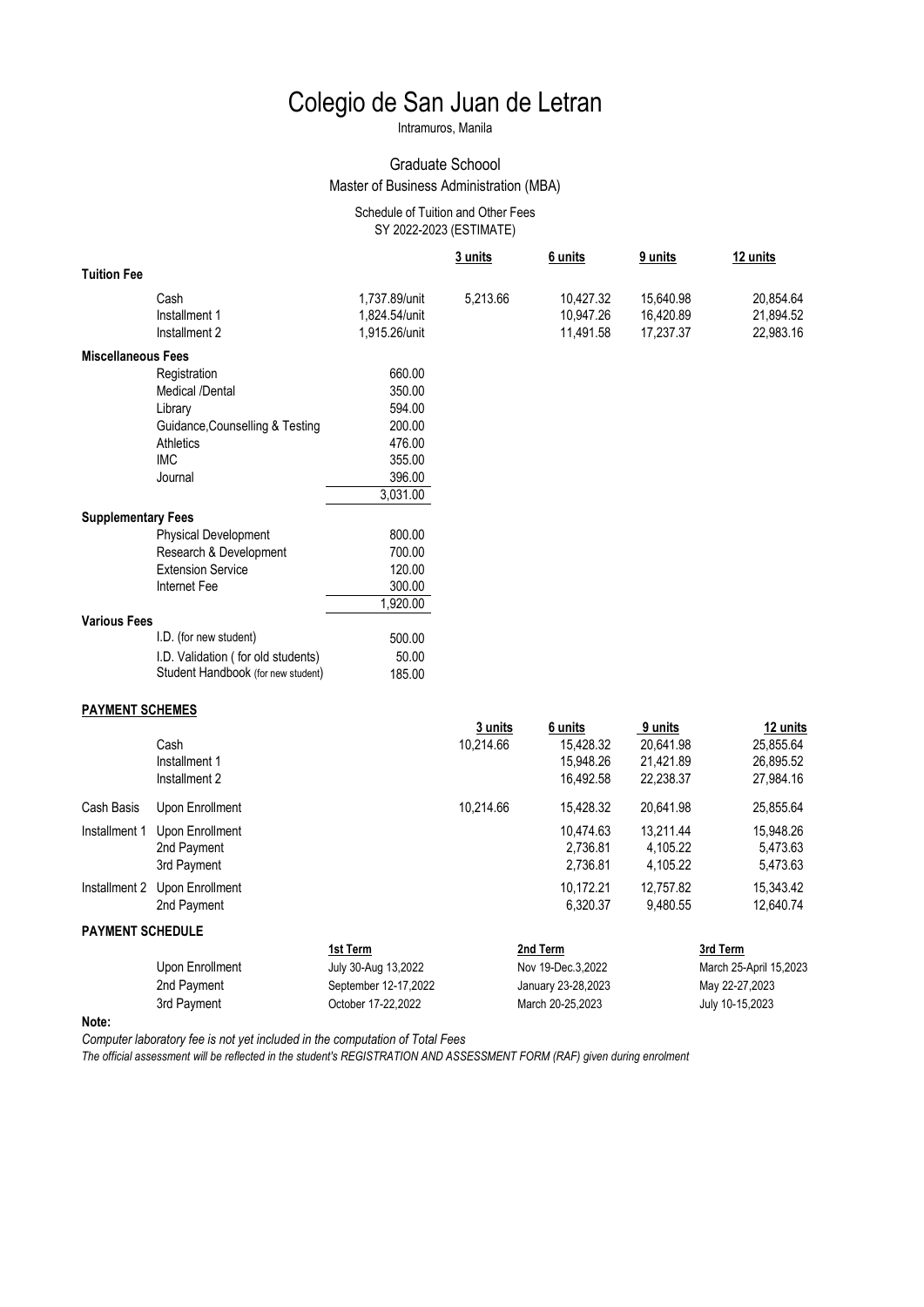# Colegio de San Juan de Letran

Intramuros, Manila

## Graduate Schoool

Master of Business Administration (MBA)

Schedule of Tuition and Other Fees
SY 2022-2023 (ESTIMATE)

| | | | 3 units | 6 units | 9 units | 12 units |
|---|---|---|---|---|---|---|
| **Tuition Fee** | | | | | | |
| | Cash | 1,737.89/unit | 5,213.66 | 10,427.32 | 15,640.98 | 20,854.64 |
| | Installment 1 | 1,824.54/unit | | 10,947.26 | 16,420.89 | 21,894.52 |
| | Installment 2 | 1,915.26/unit | | 11,491.58 | 17,237.37 | 22,983.16 |
| **Miscellaneous Fees** | | | | | | |
| | Registration | 660.00 | | | | |
| | Medical /Dental | 350.00 | | | | |
| | Library | 594.00 | | | | |
| | Guidance,Counselling & Testing | 200.00 | | | | |
| | Athletics | 476.00 | | | | |
| | IMC | 355.00 | | | | |
| | Journal | 396.00 | | | | |
| | | 3,031.00 | | | | |
| **Supplementary Fees** | | | | | | |
| | Physical Development | 800.00 | | | | |
| | Research & Development | 700.00 | | | | |
| | Extension Service | 120.00 | | | | |
| | Internet Fee | 300.00 | | | | |
| | | 1,920.00 | | | | |
| **Various Fees** | | | | | | |
| | I.D. (for new student) | 500.00 | | | | |
| | I.D. Validation ( for old students) | 50.00 | | | | |
| | Student Handbook (for new student) | 185.00 | | | | |

**PAYMENT SCHEMES**

| | | 3 units | 6 units | 9 units | 12 units |
|---|---|---|---|---|---|
| | Cash | 10,214.66 | 15,428.32 | 20,641.98 | 25,855.64 |
| | Installment 1 | | 15,948.26 | 21,421.89 | 26,895.52 |
| | Installment 2 | | 16,492.58 | 22,238.37 | 27,984.16 |
| Cash Basis | Upon Enrollment | 10,214.66 | 15,428.32 | 20,641.98 | 25,855.64 |
| Installment 1 | Upon Enrollment | | 10,474.63 | 13,211.44 | 15,948.26 |
| | 2nd Payment | | 2,736.81 | 4,105.22 | 5,473.63 |
| | 3rd Payment | | 2,736.81 | 4,105.22 | 5,473.63 |
| Installment 2 | Upon Enrollment | | 10,172.21 | 12,757.82 | 15,343.42 |
| | 2nd Payment | | 6,320.37 | 9,480.55 | 12,640.74 |

**PAYMENT SCHEDULE**

| | 1st Term | 2nd Term | 3rd Term |
|---|---|---|---|
| Upon Enrollment | July 30-Aug 13,2022 | Nov 19-Dec.3,2022 | March 25-April 15,2023 |
| 2nd Payment | September 12-17,2022 | January 23-28,2023 | May 22-27,2023 |
| 3rd Payment | October 17-22,2022 | March 20-25,2023 | July 10-15,2023 |

**Note:**

*Computer laboratory fee is not yet included in the computation of Total Fees*

*The official assessment will be reflected in the student's REGISTRATION AND ASSESSMENT FORM (RAF) given during enrolment*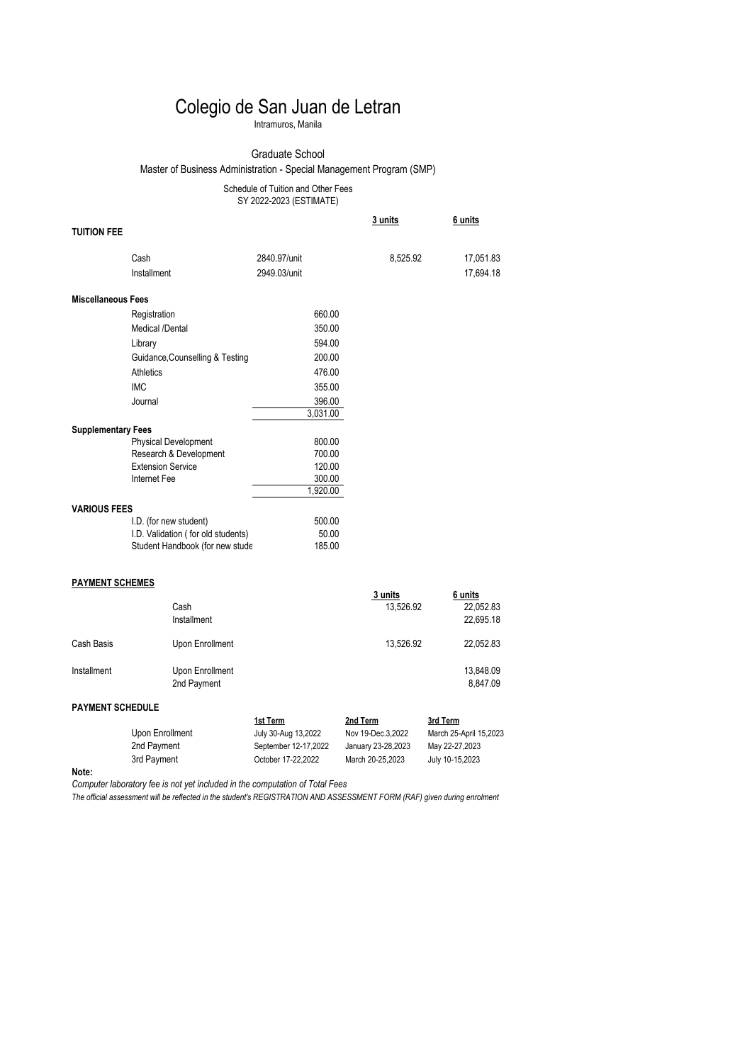# Colegio de San Juan de Letran

Intramuros, Manila

## Graduate School

### Master of Business Administration - Special Management Program (SMP)

Schedule of Tuition and Other Fees
SY 2022-2023 (ESTIMATE)

| | | | 3 units | 6 units |
|---|---|---|---|---|
| **TUITION FEE** | | | | |
| | Cash | 2840.97/unit | 8,525.92 | 17,051.83 |
| | Installment | 2949.03/unit | | 17,694.18 |
| **Miscellaneous Fees** | | | | |
| | Registration | 660.00 | | |
| | Medical /Dental | 350.00 | | |
| | Library | 594.00 | | |
| | Guidance,Counselling & Testing | 200.00 | | |
| | Athletics | 476.00 | | |
| | IMC | 355.00 | | |
| | Journal | 396.00 | | |
| | | 3,031.00 | | |
| **Supplementary Fees** | | | | |
| | Physical Development | 800.00 | | |
| | Research & Development | 700.00 | | |
| | Extension Service | 120.00 | | |
| | Internet Fee | 300.00 | | |
| | | 1,920.00 | | |
| **VARIOUS FEES** | | | | |
| | I.D. (for new student) | 500.00 | | |
| | I.D. Validation ( for old students) | 50.00 | | |
| | Student Handbook (for new stude | 185.00 | | |

**PAYMENT SCHEMES**

| | | 3 units | 6 units |
|---|---|---|---|
| | Cash | 13,526.92 | 22,052.83 |
| | Installment | | 22,695.18 |
| Cash Basis | Upon Enrollment | 13,526.92 | 22,052.83 |
| Installment | Upon Enrollment | | 13,848.09 |
| | 2nd Payment | | 8,847.09 |

**PAYMENT SCHEDULE**

| | 1st Term | 2nd Term | 3rd Term |
|---|---|---|---|
| Upon Enrollment | July 30-Aug 13,2022 | Nov 19-Dec.3,2022 | March 25-April 15,2023 |
| 2nd Payment | September 12-17,2022 | January 23-28,2023 | May 22-27,2023 |
| 3rd Payment | October 17-22,2022 | March 20-25,2023 | July 10-15,2023 |

**Note:**

*Computer laboratory fee is not yet included in the computation of Total Fees*

*The official assessment will be reflected in the student's REGISTRATION AND ASSESSMENT FORM (RAF) given during enrolment*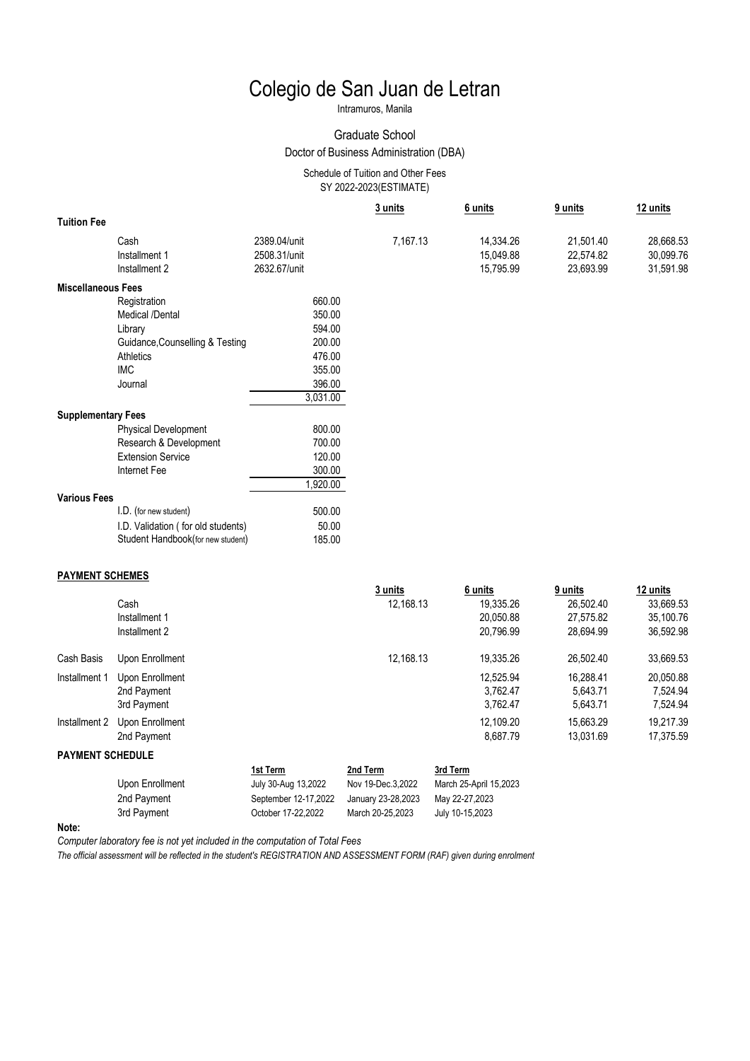# Colegio de San Juan de Letran

Intramuros, Manila

## Graduate School

### Doctor of Business Administration (DBA)

Schedule of Tuition and Other Fees
SY 2022-2023(ESTIMATE)

| | | | 3 units | 6 units | 9 units | 12 units |
|---|---|---|---|---|---|---|
| **Tuition Fee** | | | | | | |
| | Cash | 2389.04/unit | 7,167.13 | 14,334.26 | 21,501.40 | 28,668.53 |
| | Installment 1 | 2508.31/unit | | 15,049.88 | 22,574.82 | 30,099.76 |
| | Installment 2 | 2632.67/unit | | 15,795.99 | 23,693.99 | 31,591.98 |
| **Miscellaneous Fees** | | | | | | |
| | Registration | 660.00 | | | | |
| | Medical /Dental | 350.00 | | | | |
| | Library | 594.00 | | | | |
| | Guidance,Counselling & Testing | 200.00 | | | | |
| | Athletics | 476.00 | | | | |
| | IMC | 355.00 | | | | |
| | Journal | 396.00 | | | | |
| | | 3,031.00 | | | | |
| **Supplementary Fees** | | | | | | |
| | Physical Development | 800.00 | | | | |
| | Research & Development | 700.00 | | | | |
| | Extension Service | 120.00 | | | | |
| | Internet Fee | 300.00 | | | | |
| | | 1,920.00 | | | | |
| **Various Fees** | | | | | | |
| | I.D. (for new student) | 500.00 | | | | |
| | I.D. Validation ( for old students) | 50.00 | | | | |
| | Student Handbook(for new student) | 185.00 | | | | |

**PAYMENT SCHEMES**

| | | 3 units | 6 units | 9 units | 12 units |
|---|---|---|---|---|---|
| | Cash | 12,168.13 | 19,335.26 | 26,502.40 | 33,669.53 |
| | Installment 1 | | 20,050.88 | 27,575.82 | 35,100.76 |
| | Installment 2 | | 20,796.99 | 28,694.99 | 36,592.98 |
| Cash Basis | Upon Enrollment | 12,168.13 | 19,335.26 | 26,502.40 | 33,669.53 |
| Installment 1 | Upon Enrollment | | 12,525.94 | 16,288.41 | 20,050.88 |
| | 2nd Payment | | 3,762.47 | 5,643.71 | 7,524.94 |
| | 3rd Payment | | 3,762.47 | 5,643.71 | 7,524.94 |
| Installment 2 | Upon Enrollment | | 12,109.20 | 15,663.29 | 19,217.39 |
| | 2nd Payment | | 8,687.79 | 13,031.69 | 17,375.59 |

**PAYMENT SCHEDULE**

| | 1st Term | 2nd Term | 3rd Term |
|---|---|---|---|
| Upon Enrollment | July 30-Aug 13,2022 | Nov 19-Dec.3,2022 | March 25-April 15,2023 |
| 2nd Payment | September 12-17,2022 | January 23-28,2023 | May 22-27,2023 |
| 3rd Payment | October 17-22,2022 | March 20-25,2023 | July 10-15,2023 |

**Note:**

*Computer laboratory fee is not yet included in the computation of Total Fees*

*The official assessment will be reflected in the student's REGISTRATION AND ASSESSMENT FORM (RAF) given during enrolment*